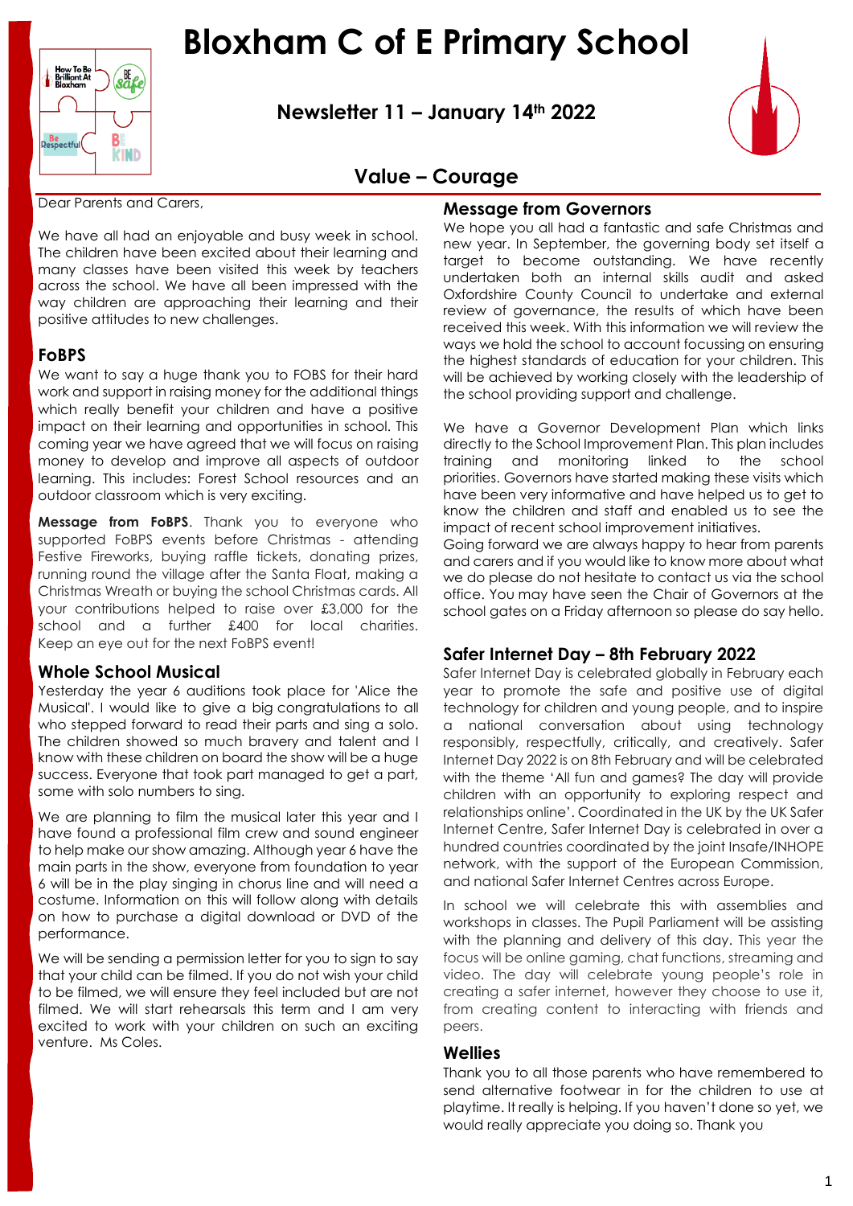# Bloxham C of E Primary School

## Newsletter 11 – January 14th 2022

## Value – Courage

Dear Parents and Carers,

We have all had an enjoyable and busy week in school. The children have been excited about their learning and many classes have been visited this week by teachers across the school. We have all been impressed with the way children are approaching their learning and their positive attitudes to new challenges.

### FoBPS

We want to say a huge thank you to FOBS for their hard work and support in raising money for the additional things which really benefit your children and have a positive impact on their learning and opportunities in school. This coming year we have agreed that we will focus on raising money to develop and improve all aspects of outdoor learning. This includes: Forest School resources and an outdoor classroom which is very exciting.

**Message from FoBPS**. Thank you to everyone who supported FoBPS events before Christmas - attending Festive Fireworks, buying raffle tickets, donating prizes, running round the village after the Santa Float, making a Christmas Wreath or buying the school Christmas cards. All your contributions helped to raise over £3,000 for the school and a further £400 for local charities. Keep an eye out for the next FoBPS event!

### Whole School Musical

Yesterday the year 6 auditions took place for 'Alice the Musical'. I would like to give a big congratulations to all who stepped forward to read their parts and sing a solo. The children showed so much bravery and talent and I know with these children on board the show will be a huge success. Everyone that took part managed to get a part, some with solo numbers to sing.

We are planning to film the musical later this year and I have found a professional film crew and sound engineer to help make our show amazing. Although year 6 have the main parts in the show, everyone from foundation to year 6 will be in the play singing in chorus line and will need a costume. Information on this will follow along with details on how to purchase a digital download or DVD of the performance.

We will be sending a permission letter for you to sign to say that your child can be filmed. If you do not wish your child to be filmed, we will ensure they feel included but are not filmed. We will start rehearsals this term and I am very excited to work with your children on such an exciting venture. Ms Coles.

### Message from Governors

We hope you all had a fantastic and safe Christmas and new year. In September, the governing body set itself a target to become outstanding. We have recently undertaken both an internal skills audit and asked Oxfordshire County Council to undertake and external review of governance, the results of which have been received this week. With this information we will review the ways we hold the school to account focussing on ensuring the highest standards of education for your children. This will be achieved by working closely with the leadership of the school providing support and challenge.

We have a Governor Development Plan which links directly to the School Improvement Plan. This plan includes training and monitoring linked to the school priorities. Governors have started making these visits which have been very informative and have helped us to get to know the children and staff and enabled us to see the impact of recent school improvement initiatives.
Going forward we are always happy to hear from parents and carers and if you would like to know more about what we do please do not hesitate to contact us via the school office. You may have seen the Chair of Governors at the school gates on a Friday afternoon so please do say hello.

### Safer Internet Day – 8th February 2022

Safer Internet Day is celebrated globally in February each year to promote the safe and positive use of digital technology for children and young people, and to inspire a national conversation about using technology responsibly, respectfully, critically, and creatively. Safer Internet Day 2022 is on 8th February and will be celebrated with the theme 'All fun and games? The day will provide children with an opportunity to exploring respect and relationships online'. Coordinated in the UK by the UK Safer Internet Centre, Safer Internet Day is celebrated in over a hundred countries coordinated by the joint Insafe/INHOPE network, with the support of the European Commission, and national Safer Internet Centres across Europe.

In school we will celebrate this with assemblies and workshops in classes. The Pupil Parliament will be assisting with the planning and delivery of this day. This year the focus will be online gaming, chat functions, streaming and video. The day will celebrate young people's role in creating a safer internet, however they choose to use it, from creating content to interacting with friends and peers.

### Wellies

Thank you to all those parents who have remembered to send alternative footwear in for the children to use at playtime. It really is helping. If you haven't done so yet, we would really appreciate you doing so. Thank you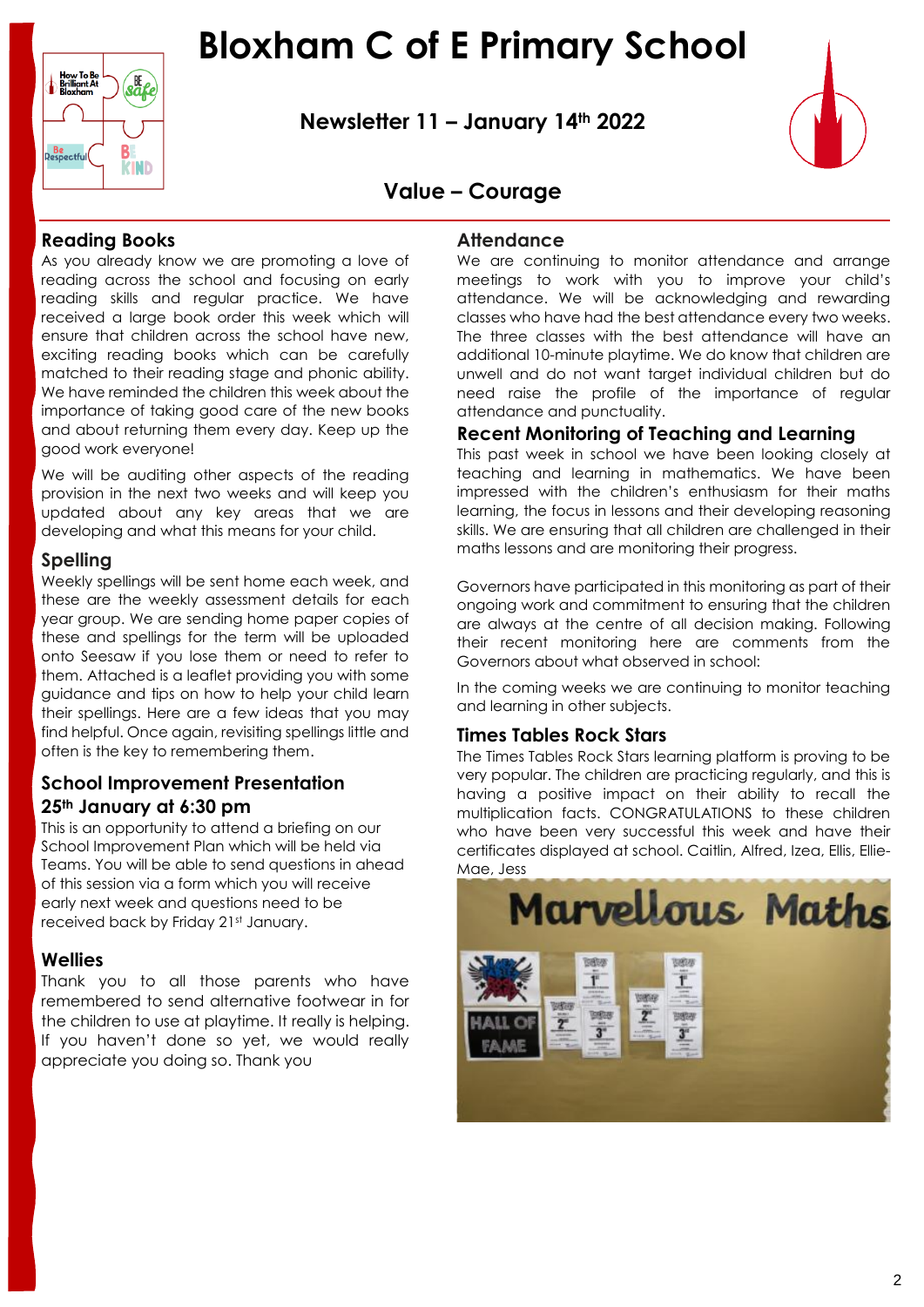# Bloxham C of E Primary School

## Newsletter 11 – January 14th 2022

## Value – Courage

### Reading Books

As you already know we are promoting a love of reading across the school and focusing on early reading skills and regular practice. We have received a large book order this week which will ensure that children across the school have new, exciting reading books which can be carefully matched to their reading stage and phonic ability. We have reminded the children this week about the importance of taking good care of the new books and about returning them every day. Keep up the good work everyone!

We will be auditing other aspects of the reading provision in the next two weeks and will keep you updated about any key areas that we are developing and what this means for your child.

### Spelling

Weekly spellings will be sent home each week, and these are the weekly assessment details for each year group. We are sending home paper copies of these and spellings for the term will be uploaded onto Seesaw if you lose them or need to refer to them. Attached is a leaflet providing you with some guidance and tips on how to help your child learn their spellings. Here are a few ideas that you may find helpful. Once again, revisiting spellings little and often is the key to remembering them.

### School Improvement Presentation 25th January at 6:30 pm

This is an opportunity to attend a briefing on our School Improvement Plan which will be held via Teams. You will be able to send questions in ahead of this session via a form which you will receive early next week and questions need to be received back by Friday 21st January.

### Wellies

Thank you to all those parents who have remembered to send alternative footwear in for the children to use at playtime. It really is helping. If you haven't done so yet, we would really appreciate you doing so. Thank you

### Attendance

We are continuing to monitor attendance and arrange meetings to work with you to improve your child's attendance. We will be acknowledging and rewarding classes who have had the best attendance every two weeks. The three classes with the best attendance will have an additional 10-minute playtime. We do know that children are unwell and do not want target individual children but do need raise the profile of the importance of regular attendance and punctuality.

### Recent Monitoring of Teaching and Learning

This past week in school we have been looking closely at teaching and learning in mathematics. We have been impressed with the children's enthusiasm for their maths learning, the focus in lessons and their developing reasoning skills. We are ensuring that all children are challenged in their maths lessons and are monitoring their progress.

Governors have participated in this monitoring as part of their ongoing work and commitment to ensuring that the children are always at the centre of all decision making. Following their recent monitoring here are comments from the Governors about what observed in school:

In the coming weeks we are continuing to monitor teaching and learning in other subjects.

### Times Tables Rock Stars

The Times Tables Rock Stars learning platform is proving to be very popular. The children are practicing regularly, and this is having a positive impact on their ability to recall the multiplication facts. CONGRATULATIONS to these children who have been very successful this week and have their certificates displayed at school. Caitlin, Alfred, Izea, Ellis, Ellie-Mae, Jess